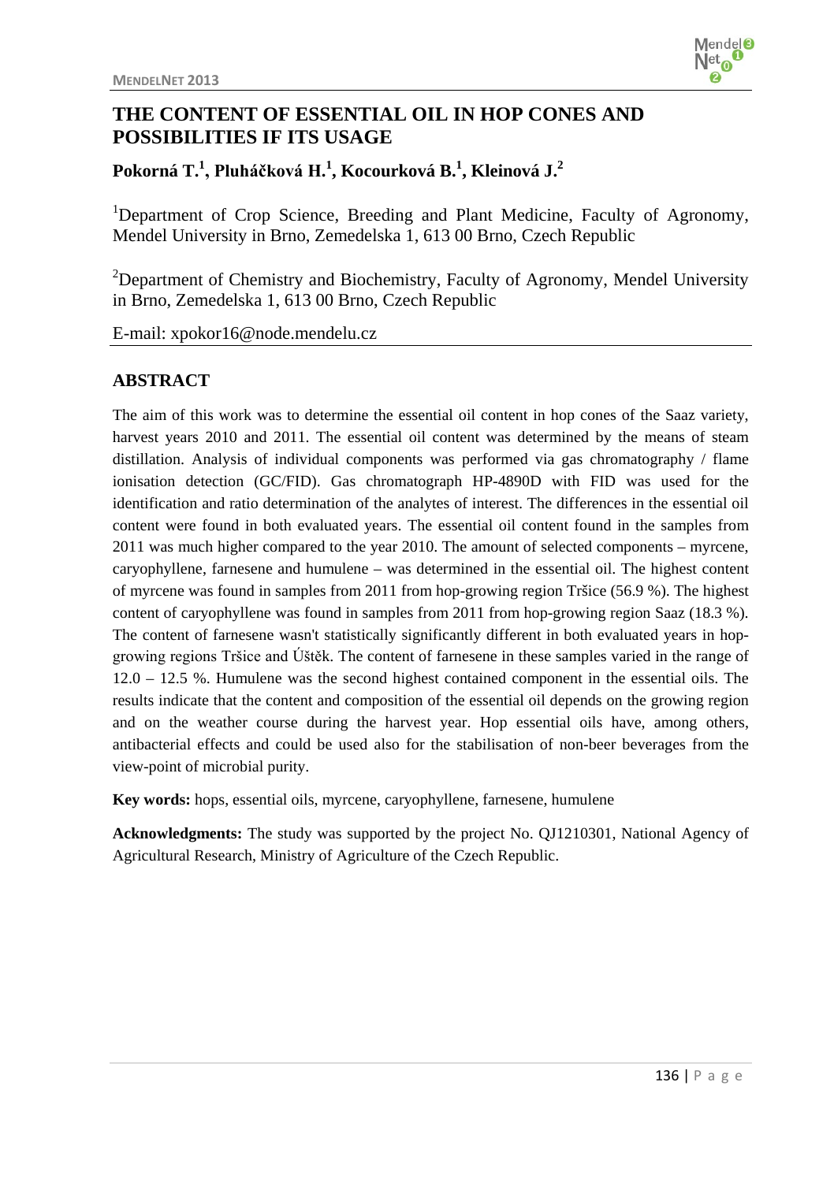# THE CONTENT OF ESSENTIAL OIL IN HOP CONES AND POSSIBILITIES IF ITS USAGE

## Pokorná T.[1], Pluháčková H.[1], Kocourková B.[1], Kleinová J.[2]

[1]Department of Crop Science, Breeding and Plant Medicine, Faculty of Agronomy, Mendel University in Brno, Zemedelska 1, 613 00 Brno, Czech Republic

[2]Department of Chemistry and Biochemistry, Faculty of Agronomy, Mendel University in Brno, Zemedelska 1, 613 00 Brno, Czech Republic

E-mail: xpokor16@node.mendelu.cz

## ABSTRACT

The aim of this work was to determine the essential oil content in hop cones of the Saaz variety, harvest years 2010 and 2011. The essential oil content was determined by the means of steam distillation. Analysis of individual components was performed via gas chromatography / flame ionisation detection (GC/FID). Gas chromatograph HP-4890D with FID was used for the identification and ratio determination of the analytes of interest. The differences in the essential oil content were found in both evaluated years. The essential oil content found in the samples from 2011 was much higher compared to the year 2010. The amount of selected components – myrcene, caryophyllene, farnesene and humulene – was determined in the essential oil. The highest content of myrcene was found in samples from 2011 from hop-growing region Tršice (56.9 %). The highest content of caryophyllene was found in samples from 2011 from hop-growing region Saaz (18.3 %). The content of farnesene wasn't statistically significantly different in both evaluated years in hop-growing regions Tršice and Úštěk. The content of farnesene in these samples varied in the range of 12.0 – 12.5 %. Humulene was the second highest contained component in the essential oils. The results indicate that the content and composition of the essential oil depends on the growing region and on the weather course during the harvest year. Hop essential oils have, among others, antibacterial effects and could be used also for the stabilisation of non-beer beverages from the view-point of microbial purity.

**Key words:** hops, essential oils, myrcene, caryophyllene, farnesene, humulene

**Acknowledgments:** The study was supported by the project No. QJ1210301, National Agency of Agricultural Research, Ministry of Agriculture of the Czech Republic.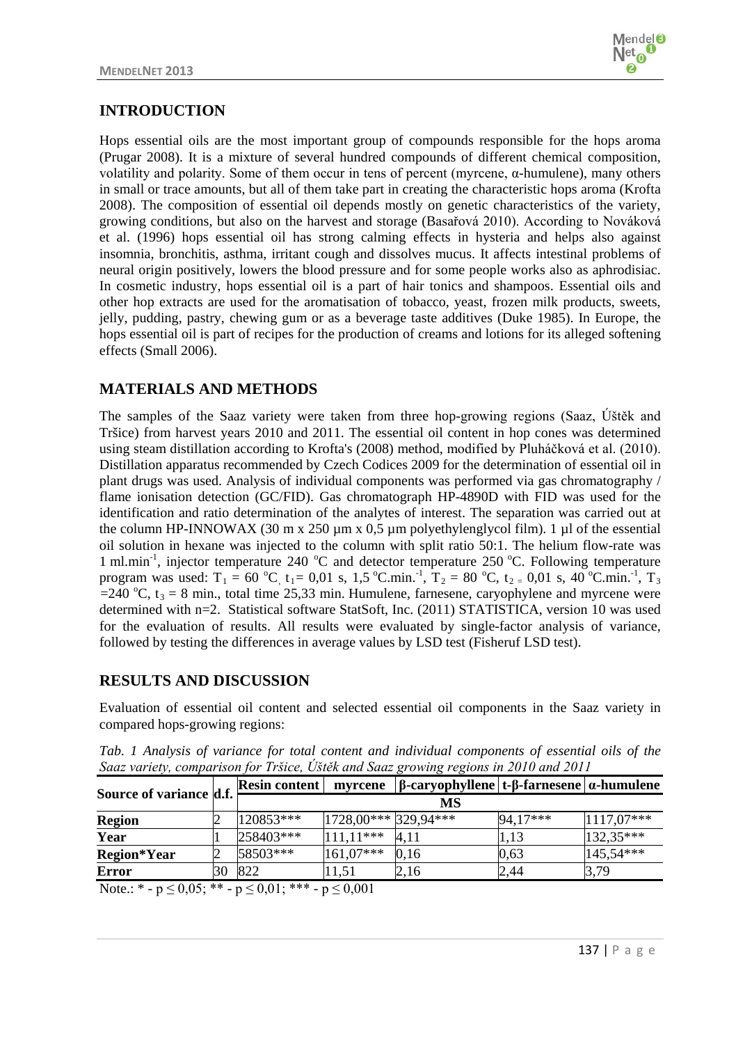## INTRODUCTION

Hops essential oils are the most important group of compounds responsible for the hops aroma (Prugar 2008). It is a mixture of several hundred compounds of different chemical composition, volatility and polarity. Some of them occur in tens of percent (myrcene, α-humulene), many others in small or trace amounts, but all of them take part in creating the characteristic hops aroma (Krofta 2008). The composition of essential oil depends mostly on genetic characteristics of the variety, growing conditions, but also on the harvest and storage (Basařová 2010). According to Nováková et al. (1996) hops essential oil has strong calming effects in hysteria and helps also against insomnia, bronchitis, asthma, irritant cough and dissolves mucus. It affects intestinal problems of neural origin positively, lowers the blood pressure and for some people works also as aphrodisiac. In cosmetic industry, hops essential oil is a part of hair tonics and shampoos. Essential oils and other hop extracts are used for the aromatisation of tobacco, yeast, frozen milk products, sweets, jelly, pudding, pastry, chewing gum or as a beverage taste additives (Duke 1985). In Europe, the hops essential oil is part of recipes for the production of creams and lotions for its alleged softening effects (Small 2006).

## MATERIALS AND METHODS

The samples of the Saaz variety were taken from three hop-growing regions (Saaz, Úštěk and Tršice) from harvest years 2010 and 2011. The essential oil content in hop cones was determined using steam distillation according to Krofta's (2008) method, modified by Pluháčková et al. (2010). Distillation apparatus recommended by Czech Codices 2009 for the determination of essential oil in plant drugs was used. Analysis of individual components was performed via gas chromatography / flame ionisation detection (GC/FID). Gas chromatograph HP-4890D with FID was used for the identification and ratio determination of the analytes of interest. The separation was carried out at the column HP-INNOWAX (30 m x 250 µm x 0,5 µm polyethylenglycol film). 1 µl of the essential oil solution in hexane was injected to the column with split ratio 50:1. The helium flow-rate was 1 ml.min$^{-1}$, injector temperature 240 °C and detector temperature 250 °C. Following temperature program was used: $T_1$ = 60 °C, $t_1$= 0,01 s, 1,5 °C.min.$^{-1}$, $T_2$ = 80 °C, $t_2$ = 0,01 s, 40 °C.min.$^{-1}$, $T_3$ =240 °C, $t_3$ = 8 min., total time 25,33 min. Humulene, farnesene, caryophylene and myrcene were determined with n=2. Statistical software StatSoft, Inc. (2011) STATISTICA, version 10 was used for the evaluation of results. All results were evaluated by single-factor analysis of variance, followed by testing the differences in average values by LSD test (Fisheruf LSD test).

## RESULTS AND DISCUSSION

Evaluation of essential oil content and selected essential oil components in the Saaz variety in compared hops-growing regions:

*Tab. 1 Analysis of variance for total content and individual components of essential oils of the Saaz variety, comparison for Tršice, Úštěk and Saaz growing regions in 2010 and 2011*

| Source of variance | d.f. | Resin content | myrcene | β-caryophyllene | t-β-farnesene | α-humulene |
|---|---|---|---|---|---|---|
| | | MS | | | | |
| **Region** | 2 | 120853*** | 1728,00*** | 329,94*** | 94,17*** | 1117,07*** |
| **Year** | 1 | 258403*** | 111,11*** | 4,11 | 1,13 | 132,35*** |
| **Region*Year** | 2 | 58503*** | 161,07*** | 0,16 | 0,63 | 145,54*** |
| **Error** | 30 | 822 | 11,51 | 2,16 | 2,44 | 3,79 |

Note.: * - $p \leq 0{,}05$; ** - $p \leq 0{,}01$; *** - $p \leq 0{,}001$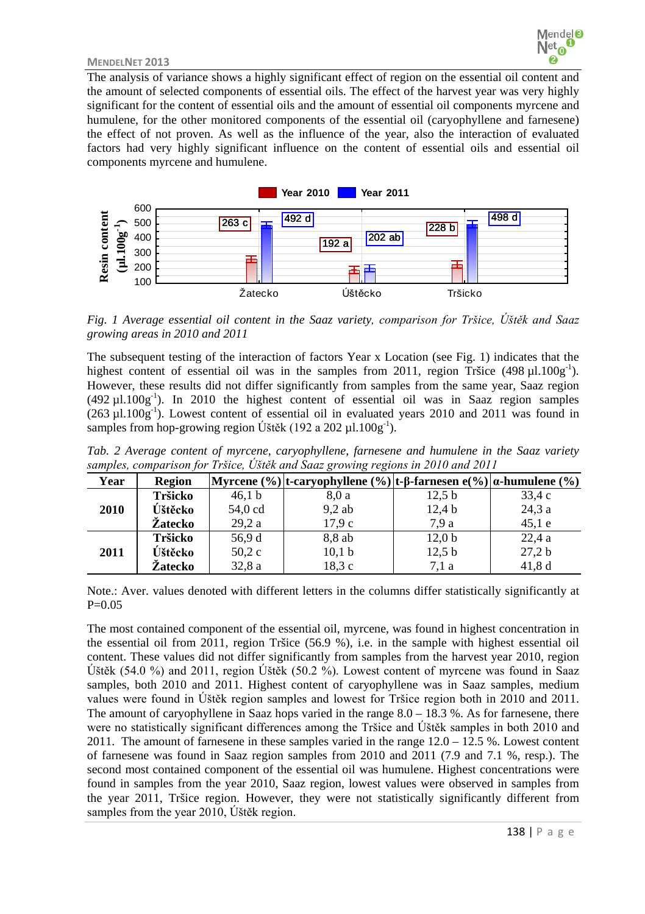The analysis of variance shows a highly significant effect of region on the essential oil content and the amount of selected components of essential oils. The effect of the harvest year was very highly significant for the content of essential oils and the amount of essential oil components myrcene and humulene, for the other monitored components of the essential oil (caryophyllene and farnesene) the effect of not proven. As well as the influence of the year, also the interaction of evaluated factors had very highly significant influence on the content of essential oils and essential oil components myrcene and humulene.

*Fig. 1 Average essential oil content in the Saaz variety, comparison for Tršice, Úštěk and Saaz growing areas in 2010 and 2011*

The subsequent testing of the interaction of factors Year x Location (see Fig. 1) indicates that the highest content of essential oil was in the samples from 2011, region Tršice (498 µl.100g$^{-1}$). However, these results did not differ significantly from samples from the same year, Saaz region (492 µl.100g$^{-1}$). In 2010 the highest content of essential oil was in Saaz region samples (263 µl.100g$^{-1}$). Lowest content of essential oil in evaluated years 2010 and 2011 was found in samples from hop-growing region Úštěk (192 a 202 µl.100g$^{-1}$).

*Tab. 2 Average content of myrcene, caryophyllene, farnesene and humulene in the Saaz variety samples, comparison for Tršice, Úštěk and Saaz growing regions in 2010 and 2011*

| Year | Region | Myrcene (%) | t-caryophyllene (%) | t-β-farnesen e(%) | α-humulene (%) |
|---|---|---|---|---|---|
| 2010 | Tršicko | 46,1 b | 8,0 a | 12,5 b | 33,4 c |
| | Úštěcko | 54,0 cd | 9,2 ab | 12,4 b | 24,3 a |
| | Žatecko | 29,2 a | 17,9 c | 7,9 a | 45,1 e |
| 2011 | Tršicko | 56,9 d | 8,8 ab | 12,0 b | 22,4 a |
| | Úštěcko | 50,2 c | 10,1 b | 12,5 b | 27,2 b |
| | Žatecko | 32,8 a | 18,3 c | 7,1 a | 41,8 d |

Note.: Aver. values denoted with different letters in the columns differ statistically significantly at P=0.05

The most contained component of the essential oil, myrcene, was found in highest concentration in the essential oil from 2011, region Tršice (56.9 %), i.e. in the sample with highest essential oil content. These values did not differ significantly from samples from the harvest year 2010, region Úštěk (54.0 %) and 2011, region Úštěk (50.2 %). Lowest content of myrcene was found in Saaz samples, both 2010 and 2011. Highest content of caryophyllene was in Saaz samples, medium values were found in Úštěk region samples and lowest for Tršice region both in 2010 and 2011. The amount of caryophyllene in Saaz hops varied in the range 8.0 – 18.3 %. As for farnesene, there were no statistically significant differences among the Tršice and Úštěk samples in both 2010 and 2011. The amount of farnesene in these samples varied in the range 12.0 – 12.5 %. Lowest content of farnesene was found in Saaz region samples from 2010 and 2011 (7.9 and 7.1 %, resp.). The second most contained component of the essential oil was humulene. Highest concentrations were found in samples from the year 2010, Saaz region, lowest values were observed in samples from the year 2011, Tršice region. However, they were not statistically significantly different from samples from the year 2010, Úštěk region.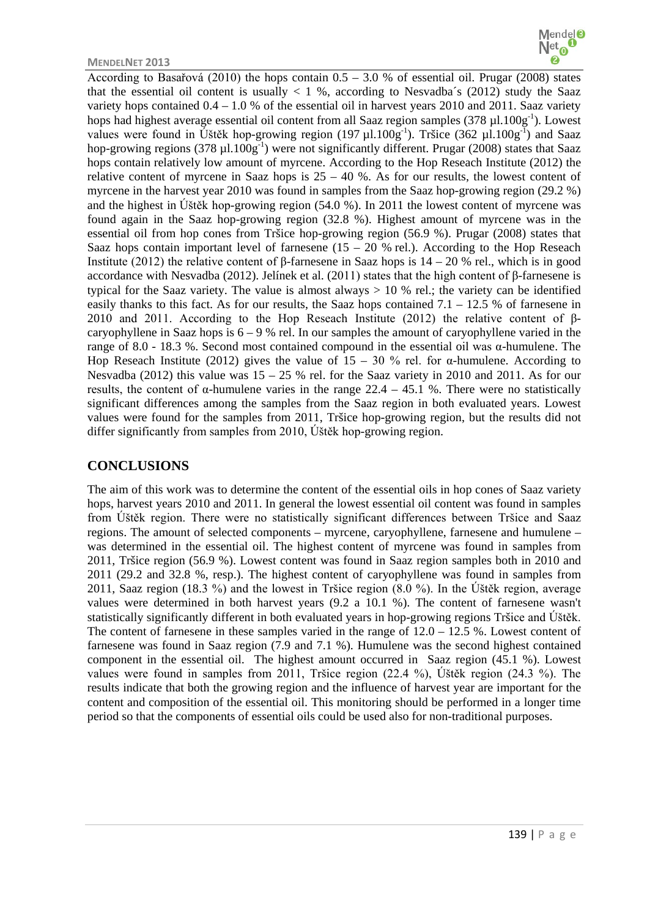According to Basařová (2010) the hops contain 0.5 – 3.0 % of essential oil. Prugar (2008) states that the essential oil content is usually < 1 %, according to Nesvadba´s (2012) study the Saaz variety hops contained 0.4 – 1.0 % of the essential oil in harvest years 2010 and 2011. Saaz variety hops had highest average essential oil content from all Saaz region samples (378 µl.$100g^{-1}$). Lowest values were found in Úštěk hop-growing region (197 µl.$100g^{-1}$). Tršice (362 µl.$100g^{-1}$) and Saaz hop-growing regions (378 µl.$100g^{-1}$) were not significantly different. Prugar (2008) states that Saaz hops contain relatively low amount of myrcene. According to the Hop Reseach Institute (2012) the relative content of myrcene in Saaz hops is 25 – 40 %. As for our results, the lowest content of myrcene in the harvest year 2010 was found in samples from the Saaz hop-growing region (29.2 %) and the highest in Úštěk hop-growing region (54.0 %). In 2011 the lowest content of myrcene was found again in the Saaz hop-growing region (32.8 %). Highest amount of myrcene was in the essential oil from hop cones from Tršice hop-growing region (56.9 %). Prugar (2008) states that Saaz hops contain important level of farnesene (15 – 20 % rel.). According to the Hop Reseach Institute (2012) the relative content of β-farnesene in Saaz hops is 14 – 20 % rel., which is in good accordance with Nesvadba (2012). Jelínek et al. (2011) states that the high content of β-farnesene is typical for the Saaz variety. The value is almost always > 10 % rel.; the variety can be identified easily thanks to this fact. As for our results, the Saaz hops contained 7.1 – 12.5 % of farnesene in 2010 and 2011. According to the Hop Reseach Institute (2012) the relative content of β-caryophyllene in Saaz hops is 6 – 9 % rel. In our samples the amount of caryophyllene varied in the range of 8.0 - 18.3 %. Second most contained compound in the essential oil was α-humulene. The Hop Reseach Institute (2012) gives the value of 15 – 30 % rel. for α-humulene. According to Nesvadba (2012) this value was 15 – 25 % rel. for the Saaz variety in 2010 and 2011. As for our results, the content of α-humulene varies in the range 22.4 – 45.1 %. There were no statistically significant differences among the samples from the Saaz region in both evaluated years. Lowest values were found for the samples from 2011, Tršice hop-growing region, but the results did not differ significantly from samples from 2010, Úštěk hop-growing region.

## CONCLUSIONS

The aim of this work was to determine the content of the essential oils in hop cones of Saaz variety hops, harvest years 2010 and 2011. In general the lowest essential oil content was found in samples from Úštěk region. There were no statistically significant differences between Tršice and Saaz regions. The amount of selected components – myrcene, caryophyllene, farnesene and humulene – was determined in the essential oil. The highest content of myrcene was found in samples from 2011, Tršice region (56.9 %). Lowest content was found in Saaz region samples both in 2010 and 2011 (29.2 and 32.8 %, resp.). The highest content of caryophyllene was found in samples from 2011, Saaz region (18.3 %) and the lowest in Tršice region (8.0 %). In the Úštěk region, average values were determined in both harvest years (9.2 a 10.1 %). The content of farnesene wasn't statistically significantly different in both evaluated years in hop-growing regions Tršice and Úštěk. The content of farnesene in these samples varied in the range of 12.0 – 12.5 %. Lowest content of farnesene was found in Saaz region (7.9 and 7.1 %). Humulene was the second highest contained component in the essential oil. The highest amount occurred in Saaz region (45.1 %). Lowest values were found in samples from 2011, Tršice region (22.4 %), Úštěk region (24.3 %). The results indicate that both the growing region and the influence of harvest year are important for the content and composition of the essential oil. This monitoring should be performed in a longer time period so that the components of essential oils could be used also for non-traditional purposes.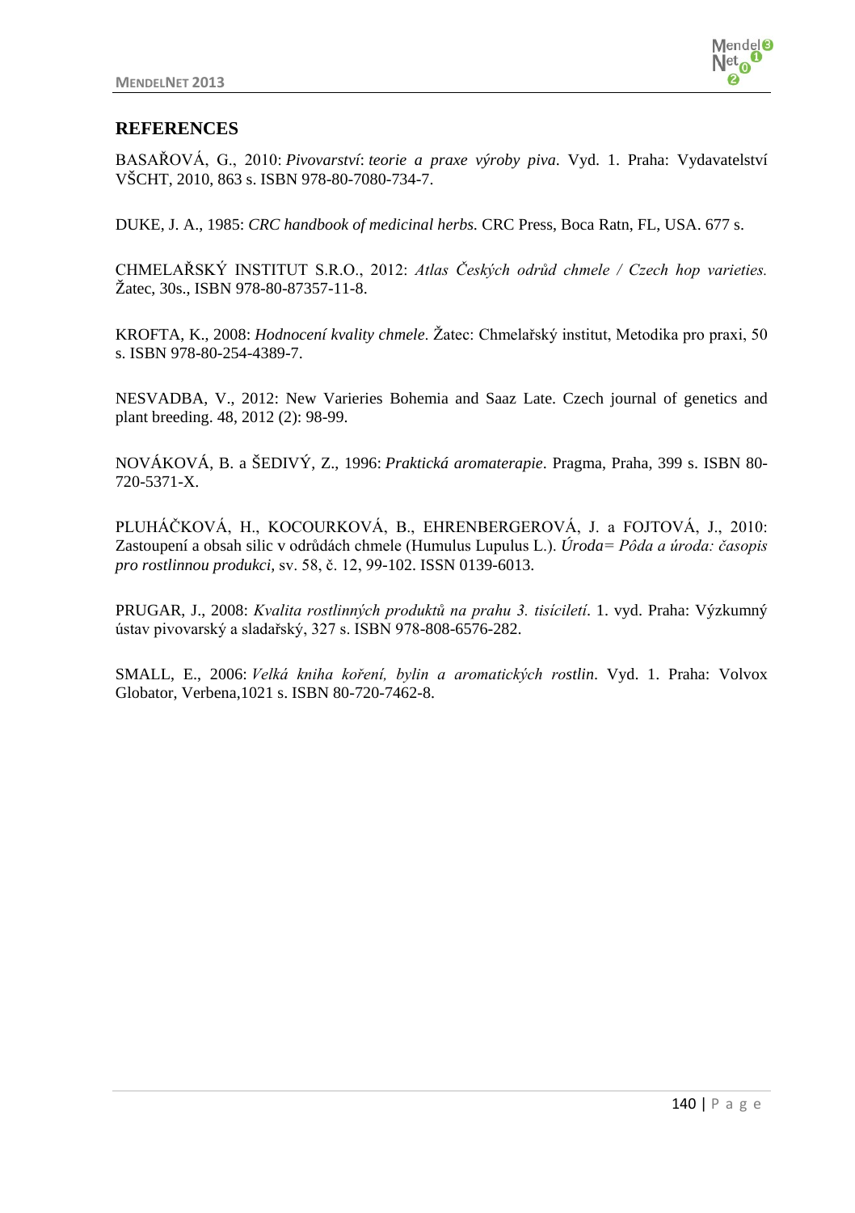## REFERENCES

BASAŘOVÁ, G., 2010: *Pivovarství*: *teorie a praxe výroby piva*. Vyd. 1. Praha: Vydavatelství VŠCHT, 2010, 863 s. ISBN 978-80-7080-734-7.

DUKE, J. A., 1985: *CRC handbook of medicinal herbs.* CRC Press, Boca Ratn, FL, USA. 677 s.

CHMELAŘSKÝ INSTITUT S.R.O., 2012: *Atlas Českých odrůd chmele / Czech hop varieties.* Žatec, 30s., ISBN 978-80-87357-11-8.

KROFTA, K., 2008: *Hodnocení kvality chmele*. Žatec: Chmelařský institut, Metodika pro praxi, 50 s. ISBN 978-80-254-4389-7.

NESVADBA, V., 2012: New Varieries Bohemia and Saaz Late. Czech journal of genetics and plant breeding. 48, 2012 (2): 98-99.

NOVÁKOVÁ, B. a ŠEDIVÝ, Z., 1996: *Praktická aromaterapie*. Pragma, Praha, 399 s. ISBN 80-720-5371-X.

PLUHÁČKOVÁ, H., KOCOURKOVÁ, B., EHRENBERGEROVÁ, J. a FOJTOVÁ, J., 2010: Zastoupení a obsah silic v odrůdách chmele (Humulus Lupulus L.). *Úroda= Pôda a úroda: časopis pro rostlinnou produkci*, sv. 58, č. 12, 99-102. ISSN 0139-6013.

PRUGAR, J., 2008: *Kvalita rostlinných produktů na prahu 3. tisíciletí*. 1. vyd. Praha: Výzkumný ústav pivovarský a sladařský, 327 s. ISBN 978-808-6576-282.

SMALL, E., 2006: *Velká kniha koření, bylin a aromatických rostlin*. Vyd. 1. Praha: Volvox Globator, Verbena,1021 s. ISBN 80-720-7462-8.